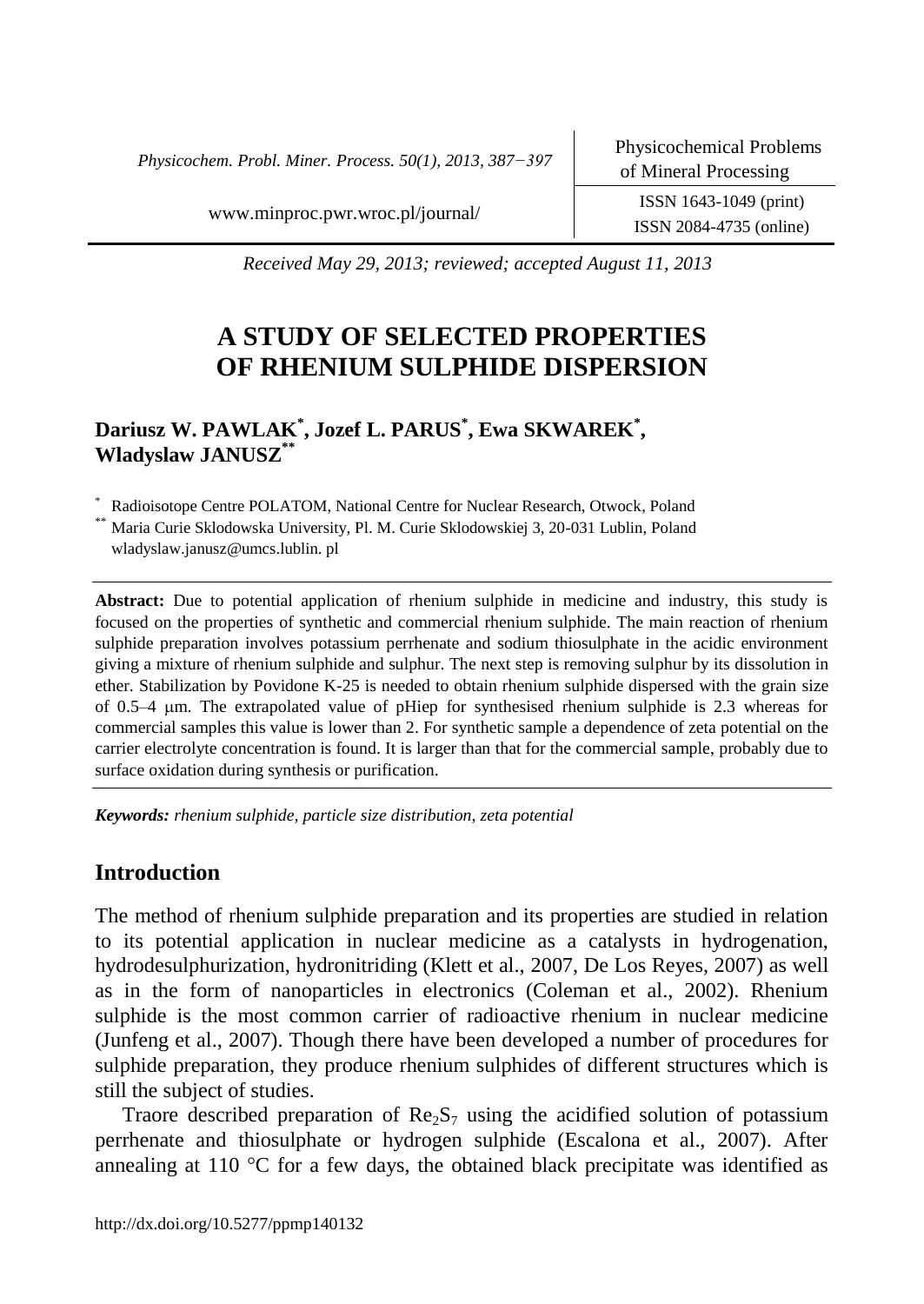*Received May 29, 2013; reviewed; accepted August 11, 2013*

# A STUDY OF SELECTED PROPERTIES OF RHENIUM SULPHIDE DISPERSION

**Dariusz W. PAWLAK[\*], Jozef L. PARUS[\*], Ewa SKWAREK[\*], Wladyslaw JANUSZ[\*\*]**

[\*] Radioisotope Centre POLATOM, National Centre for Nuclear Research, Otwock, Poland
[\*\*] Maria Curie Sklodowska University, Pl. M. Curie Sklodowskiej 3, 20-031 Lublin, Poland
wladyslaw.janusz@umcs.lublin. pl

**Abstract:** Due to potential application of rhenium sulphide in medicine and industry, this study is focused on the properties of synthetic and commercial rhenium sulphide. The main reaction of rhenium sulphide preparation involves potassium perrhenate and sodium thiosulphate in the acidic environment giving a mixture of rhenium sulphide and sulphur. The next step is removing sulphur by its dissolution in ether. Stabilization by Povidone K-25 is needed to obtain rhenium sulphide dispersed with the grain size of 0.5–4 μm. The extrapolated value of pHiep for synthesised rhenium sulphide is 2.3 whereas for commercial samples this value is lower than 2. For synthetic sample a dependence of zeta potential on the carrier electrolyte concentration is found. It is larger than that for the commercial sample, probably due to surface oxidation during synthesis or purification.

***Keywords:*** *rhenium sulphide, particle size distribution, zeta potential*

## Introduction

The method of rhenium sulphide preparation and its properties are studied in relation to its potential application in nuclear medicine as a catalysts in hydrogenation, hydrodesulphurization, hydronitriding (Klett et al., 2007, De Los Reyes, 2007) as well as in the form of nanoparticles in electronics (Coleman et al., 2002). Rhenium sulphide is the most common carrier of radioactive rhenium in nuclear medicine (Junfeng et al., 2007). Though there have been developed a number of procedures for sulphide preparation, they produce rhenium sulphides of different structures which is still the subject of studies.

Traore described preparation of $Re_2S_7$ using the acidified solution of potassium perrhenate and thiosulphate or hydrogen sulphide (Escalona et al., 2007). After annealing at 110 °C for a few days, the obtained black precipitate was identified as

http://dx.doi.org/10.5277/ppmp140132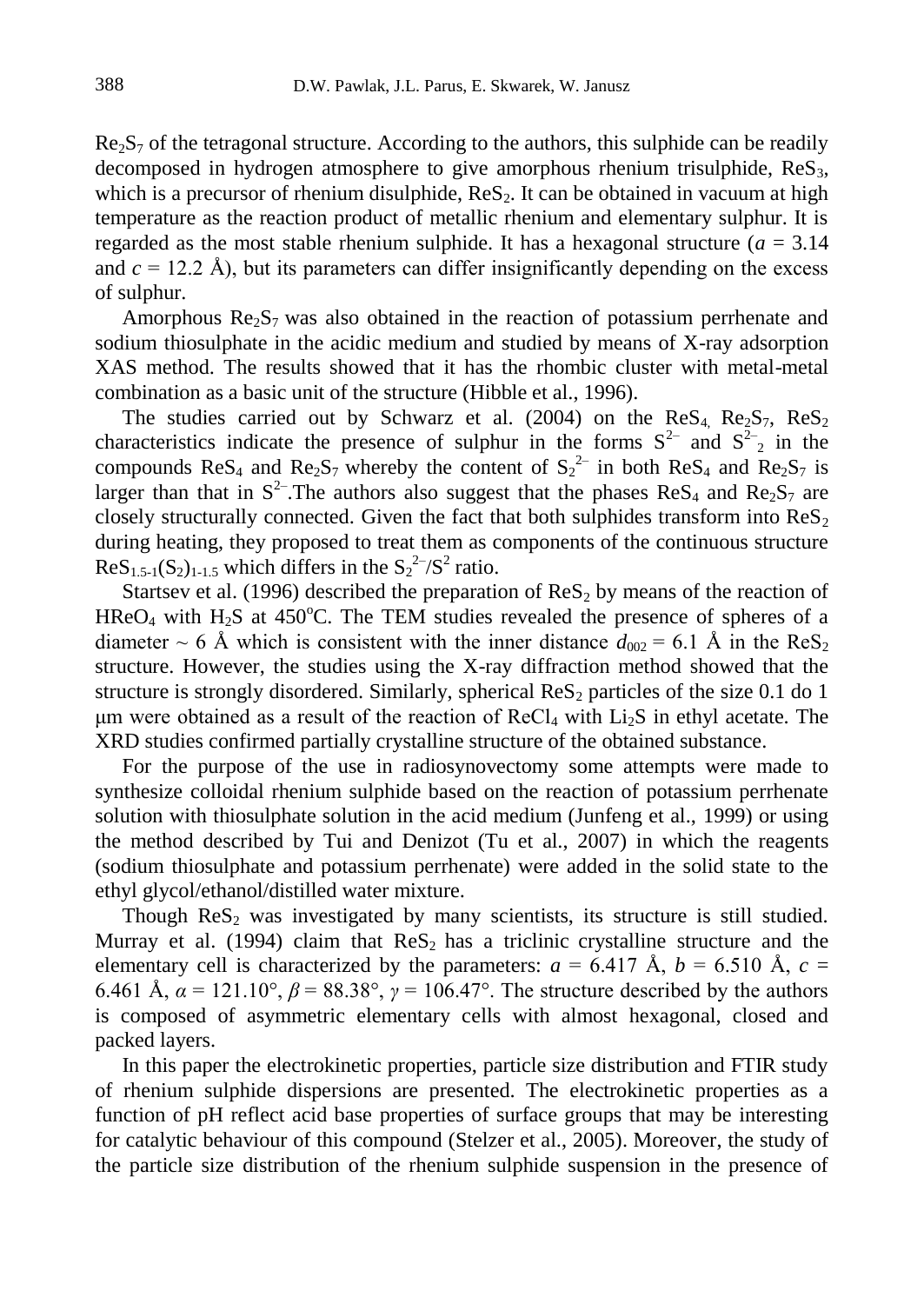$Re_2S_7$ of the tetragonal structure. According to the authors, this sulphide can be readily decomposed in hydrogen atmosphere to give amorphous rhenium trisulphide, $ReS_3$, which is a precursor of rhenium disulphide, $ReS_2$. It can be obtained in vacuum at high temperature as the reaction product of metallic rhenium and elementary sulphur. It is regarded as the most stable rhenium sulphide. It has a hexagonal structure ($a$ = 3.14 and $c$ = 12.2 Å), but its parameters can differ insignificantly depending on the excess of sulphur.

Amorphous $Re_2S_7$ was also obtained in the reaction of potassium perrhenate and sodium thiosulphate in the acidic medium and studied by means of X-ray adsorption XAS method. The results showed that it has the rhombic cluster with metal-metal combination as a basic unit of the structure (Hibble et al., 1996).

The studies carried out by Schwarz et al. (2004) on the $ReS_4$, $Re_2S_7$, $ReS_2$ characteristics indicate the presence of sulphur in the forms $S^{2-}$ and $S^{2-}_2$ in the compounds $ReS_4$ and $Re_2S_7$ whereby the content of $S_2^{2-}$ in both $ReS_4$ and $Re_2S_7$ is larger than that in $S^{2-}$.The authors also suggest that the phases $ReS_4$ and $Re_2S_7$ are closely structurally connected. Given the fact that both sulphides transform into $ReS_2$ during heating, they proposed to treat them as components of the continuous structure $ReS_{1.5\text{-}1}(S_2)_{1\text{-}1.5}$ which differs in the $S_2^{2-}/S^2$ ratio.

Startsev et al. (1996) described the preparation of $ReS_2$ by means of the reaction of $HReO_4$ with $H_2S$ at 450°C. The TEM studies revealed the presence of spheres of a diameter ~ 6 Å which is consistent with the inner distance $d_{002}$ = 6.1 Å in the $ReS_2$ structure. However, the studies using the X-ray diffraction method showed that the structure is strongly disordered. Similarly, spherical $ReS_2$ particles of the size 0.1 do 1 μm were obtained as a result of the reaction of $ReCl_4$ with $Li_2S$ in ethyl acetate. The XRD studies confirmed partially crystalline structure of the obtained substance.

For the purpose of the use in radiosynovectomy some attempts were made to synthesize colloidal rhenium sulphide based on the reaction of potassium perrhenate solution with thiosulphate solution in the acid medium (Junfeng et al., 1999) or using the method described by Tui and Denizot (Tu et al., 2007) in which the reagents (sodium thiosulphate and potassium perrhenate) were added in the solid state to the ethyl glycol/ethanol/distilled water mixture.

Though $ReS_2$ was investigated by many scientists, its structure is still studied. Murray et al. (1994) claim that $ReS_2$ has a triclinic crystalline structure and the elementary cell is characterized by the parameters: $a$ = 6.417 Å, $b$ = 6.510 Å, $c$ = 6.461 Å, $\alpha$ = 121.10°, $\beta$ = 88.38°, $\gamma$ = 106.47°. The structure described by the authors is composed of asymmetric elementary cells with almost hexagonal, closed and packed layers.

In this paper the electrokinetic properties, particle size distribution and FTIR study of rhenium sulphide dispersions are presented. The electrokinetic properties as a function of pH reflect acid base properties of surface groups that may be interesting for catalytic behaviour of this compound (Stelzer et al., 2005). Moreover, the study of the particle size distribution of the rhenium sulphide suspension in the presence of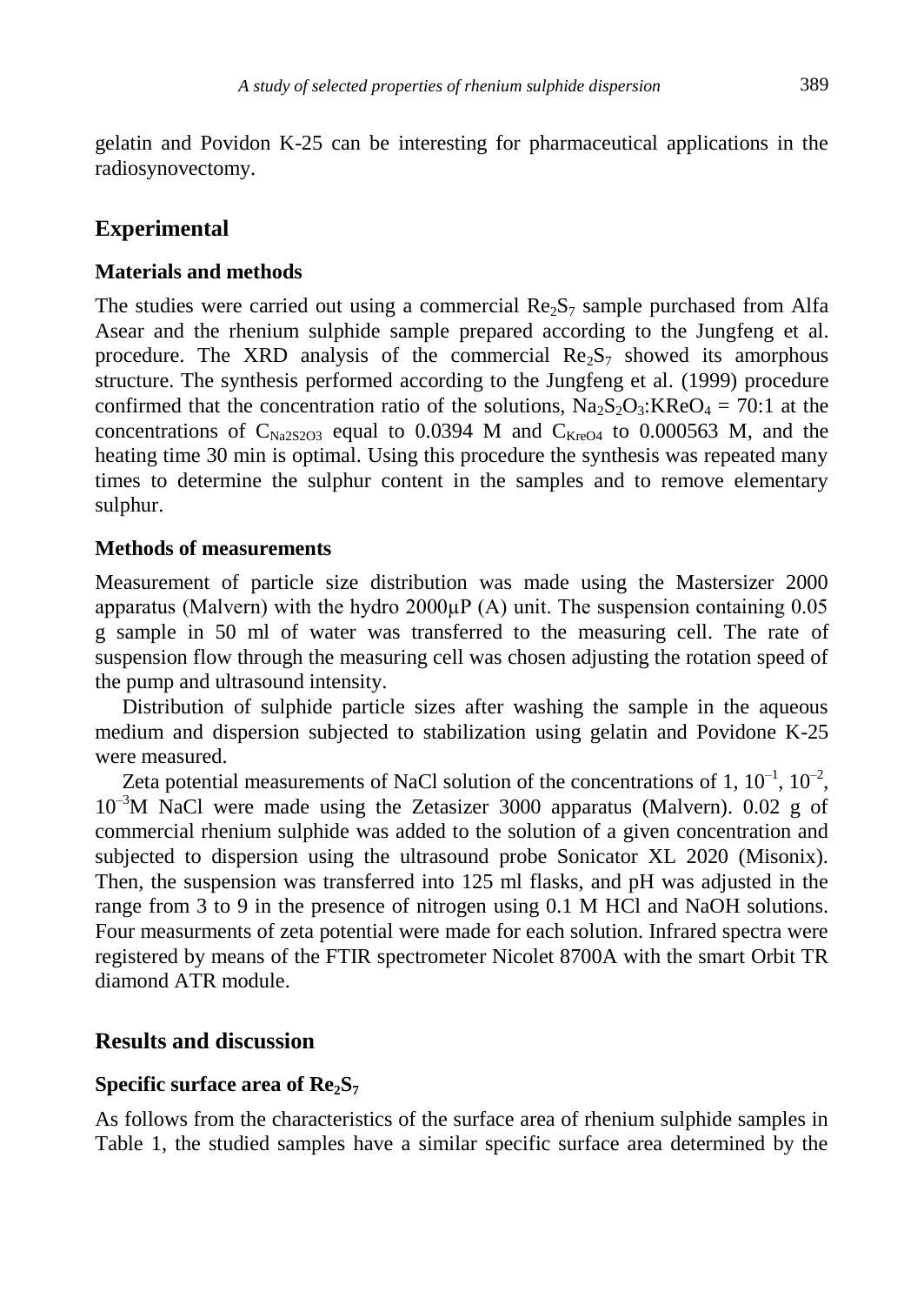gelatin and Povidon K-25 can be interesting for pharmaceutical applications in the radiosynovectomy.

## Experimental

### Materials and methods

The studies were carried out using a commercial $Re_2S_7$ sample purchased from Alfa Asear and the rhenium sulphide sample prepared according to the Jungfeng et al. procedure. The XRD analysis of the commercial $Re_2S_7$ showed its amorphous structure. The synthesis performed according to the Jungfeng et al. (1999) procedure confirmed that the concentration ratio of the solutions, $Na_2S_2O_3$:$KReO_4$ = 70:1 at the concentrations of $C_{Na2S2O3}$ equal to 0.0394 M and $C_{KreO4}$ to 0.000563 M, and the heating time 30 min is optimal. Using this procedure the synthesis was repeated many times to determine the sulphur content in the samples and to remove elementary sulphur.

### Methods of measurements

Measurement of particle size distribution was made using the Mastersizer 2000 apparatus (Malvern) with the hydro 2000μP (A) unit. The suspension containing 0.05 g sample in 50 ml of water was transferred to the measuring cell. The rate of suspension flow through the measuring cell was chosen adjusting the rotation speed of the pump and ultrasound intensity.

Distribution of sulphide particle sizes after washing the sample in the aqueous medium and dispersion subjected to stabilization using gelatin and Povidone K-25 were measured.

Zeta potential measurements of NaCl solution of the concentrations of 1, $10^{-1}$, $10^{-2}$, $10^{-3}$M NaCl were made using the Zetasizer 3000 apparatus (Malvern). 0.02 g of commercial rhenium sulphide was added to the solution of a given concentration and subjected to dispersion using the ultrasound probe Sonicator XL 2020 (Misonix). Then, the suspension was transferred into 125 ml flasks, and pH was adjusted in the range from 3 to 9 in the presence of nitrogen using 0.1 M HCl and NaOH solutions. Four measurments of zeta potential were made for each solution. Infrared spectra were registered by means of the FTIR spectrometer Nicolet 8700A with the smart Orbit TR diamond ATR module.

## Results and discussion

### Specific surface area of $Re_2S_7$

As follows from the characteristics of the surface area of rhenium sulphide samples in Table 1, the studied samples have a similar specific surface area determined by the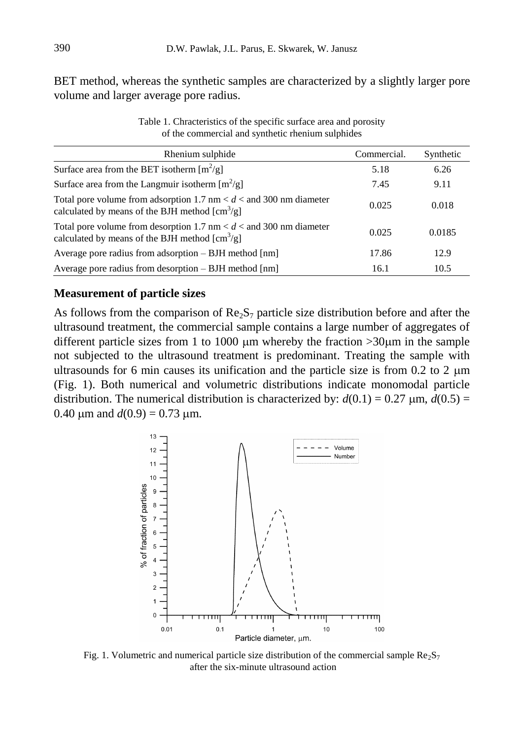BET method, whereas the synthetic samples are characterized by a slightly larger pore volume and larger average pore radius.

Table 1. Chracteristics of the specific surface area and porosity of the commercial and synthetic rhenium sulphides

| Rhenium sulphide | Commercial. | Synthetic |
|---|---|---|
| Surface area from the BET isotherm [$m^2/g$] | 5.18 | 6.26 |
| Surface area from the Langmuir isotherm [$m^2/g$] | 7.45 | 9.11 |
| Total pore volume from adsorption 1.7 nm < $d$ < and 300 nm diameter calculated by means of the BJH method [$cm^3/g$] | 0.025 | 0.018 |
| Total pore volume from desorption 1.7 nm < $d$ < and 300 nm diameter calculated by means of the BJH method [$cm^3/g$] | 0.025 | 0.0185 |
| Average pore radius from adsorption – BJH method [nm] | 17.86 | 12.9 |
| Average pore radius from desorption – BJH method [nm] | 16.1 | 10.5 |

### Measurement of particle sizes

As follows from the comparison of $Re_2S_7$ particle size distribution before and after the ultrasound treatment, the commercial sample contains a large number of aggregates of different particle sizes from 1 to 1000 μm whereby the fraction >30μm in the sample not subjected to the ultrasound treatment is predominant. Treating the sample with ultrasounds for 6 min causes its unification and the particle size is from 0.2 to 2 μm (Fig. 1). Both numerical and volumetric distributions indicate monomodal particle distribution. The numerical distribution is characterized by: $d(0.1) = 0.27$ μm, $d(0.5) = 0.40$ μm and $d(0.9) = 0.73$ μm.

Fig. 1. Volumetric and numerical particle size distribution of the commercial sample $Re_2S_7$ after the six-minute ultrasound action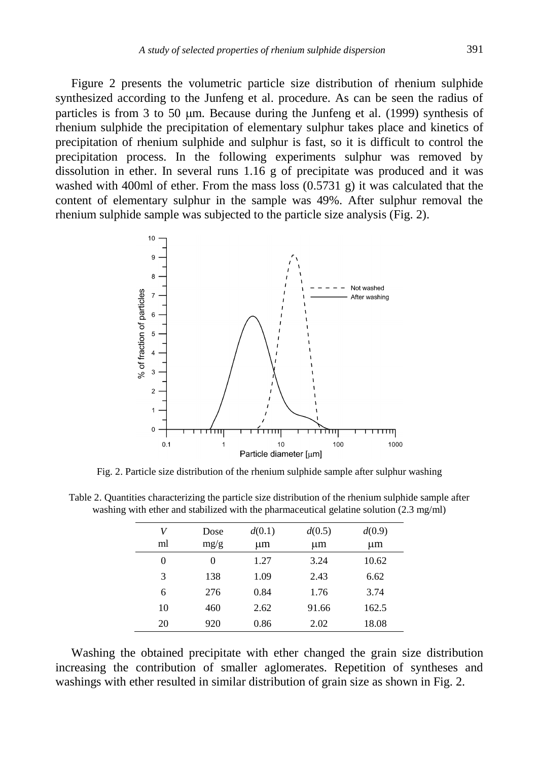Figure 2 presents the volumetric particle size distribution of rhenium sulphide synthesized according to the Junfeng et al. procedure. As can be seen the radius of particles is from 3 to 50 μm. Because during the Junfeng et al. (1999) synthesis of rhenium sulphide the precipitation of elementary sulphur takes place and kinetics of precipitation of rhenium sulphide and sulphur is fast, so it is difficult to control the precipitation process. In the following experiments sulphur was removed by dissolution in ether. In several runs 1.16 g of precipitate was produced and it was washed with 400ml of ether. From the mass loss (0.5731 g) it was calculated that the content of elementary sulphur in the sample was 49%. After sulphur removal the rhenium sulphide sample was subjected to the particle size analysis (Fig. 2).

Fig. 2. Particle size distribution of the rhenium sulphide sample after sulphur washing

Table 2. Quantities characterizing the particle size distribution of the rhenium sulphide sample after washing with ether and stabilized with the pharmaceutical gelatine solution (2.3 mg/ml)

| *V* ml | Dose mg/g | *d*(0.1) μm | *d*(0.5) μm | *d*(0.9) μm |
|---|---|---|---|---|
| 0 | 0 | 1.27 | 3.24 | 10.62 |
| 3 | 138 | 1.09 | 2.43 | 6.62 |
| 6 | 276 | 0.84 | 1.76 | 3.74 |
| 10 | 460 | 2.62 | 91.66 | 162.5 |
| 20 | 920 | 0.86 | 2.02 | 18.08 |

Washing the obtained precipitate with ether changed the grain size distribution increasing the contribution of smaller aglomerates. Repetition of syntheses and washings with ether resulted in similar distribution of grain size as shown in Fig. 2.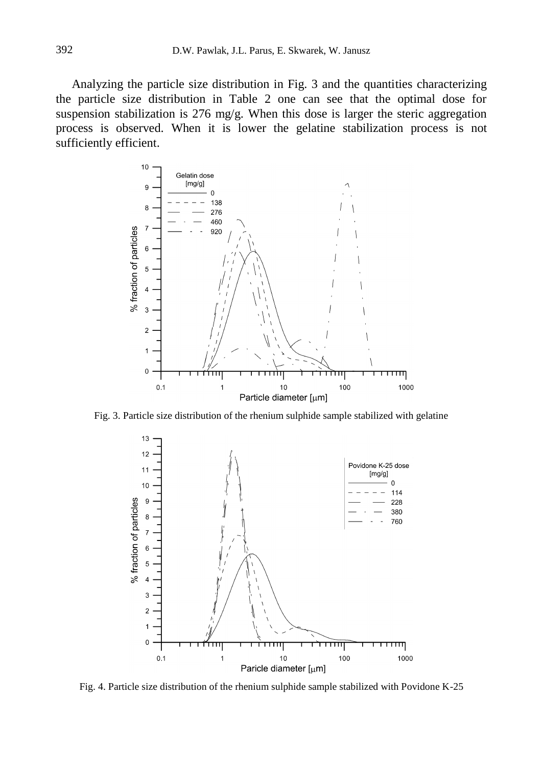Analyzing the particle size distribution in Fig. 3 and the quantities characterizing the particle size distribution in Table 2 one can see that the optimal dose for suspension stabilization is 276 mg/g. When this dose is larger the steric aggregation process is observed. When it is lower the gelatine stabilization process is not sufficiently efficient.

Fig. 3. Particle size distribution of the rhenium sulphide sample stabilized with gelatine

Fig. 4. Particle size distribution of the rhenium sulphide sample stabilized with Povidone K-25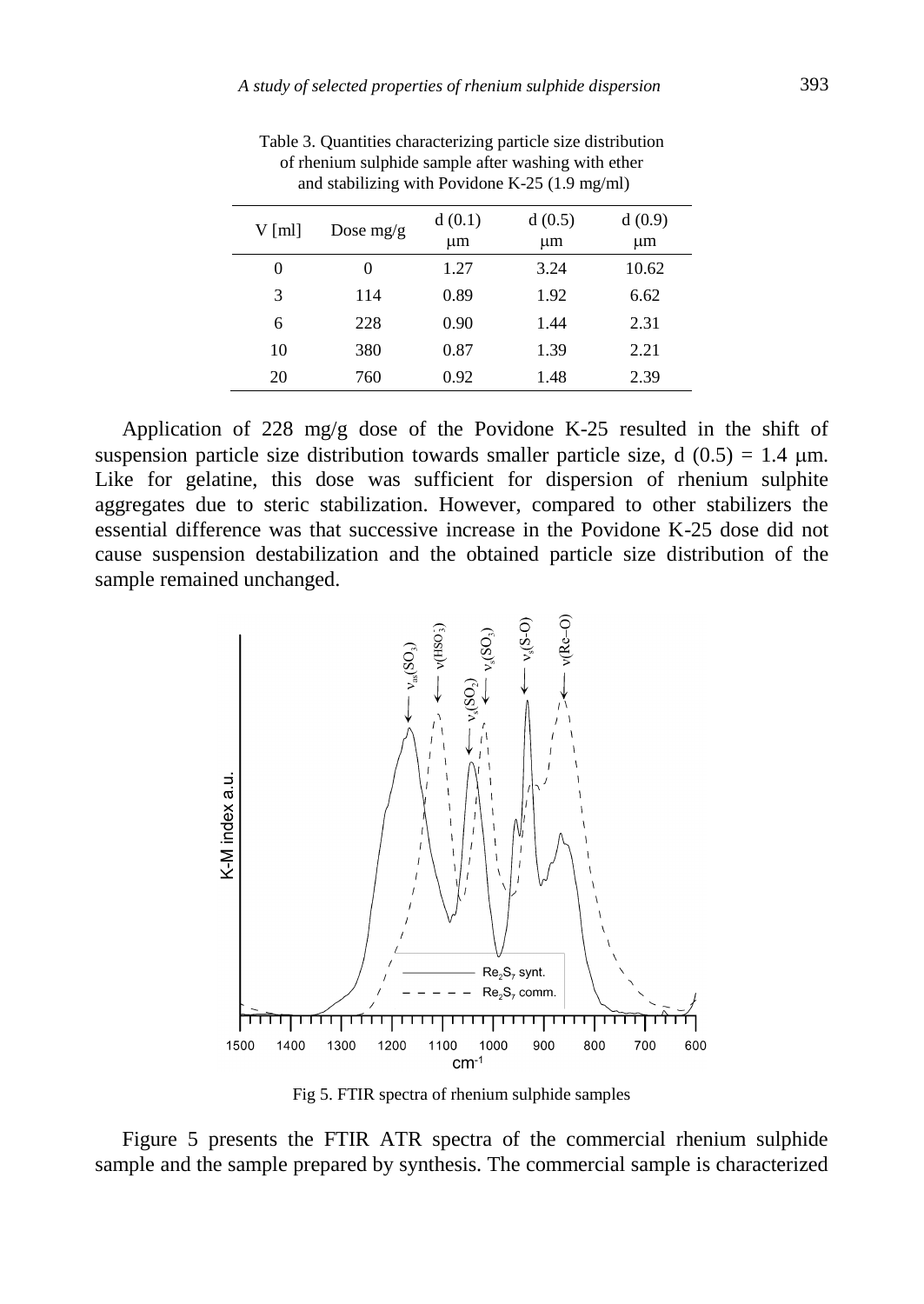Table 3. Quantities characterizing particle size distribution of rhenium sulphide sample after washing with ether and stabilizing with Povidone K-25 (1.9 mg/ml)

| V [ml] | Dose mg/g | d (0.1) μm | d (0.5) μm | d (0.9) μm |
|---|---|---|---|---|
| 0 | 0 | 1.27 | 3.24 | 10.62 |
| 3 | 114 | 0.89 | 1.92 | 6.62 |
| 6 | 228 | 0.90 | 1.44 | 2.31 |
| 10 | 380 | 0.87 | 1.39 | 2.21 |
| 20 | 760 | 0.92 | 1.48 | 2.39 |

Application of 228 mg/g dose of the Povidone K-25 resulted in the shift of suspension particle size distribution towards smaller particle size, d (0.5) = 1.4 μm. Like for gelatine, this dose was sufficient for dispersion of rhenium sulphite aggregates due to steric stabilization. However, compared to other stabilizers the essential difference was that successive increase in the Povidone K-25 dose did not cause suspension destabilization and the obtained particle size distribution of the sample remained unchanged.

Fig 5. FTIR spectra of rhenium sulphide samples

Figure 5 presents the FTIR ATR spectra of the commercial rhenium sulphide sample and the sample prepared by synthesis. The commercial sample is characterized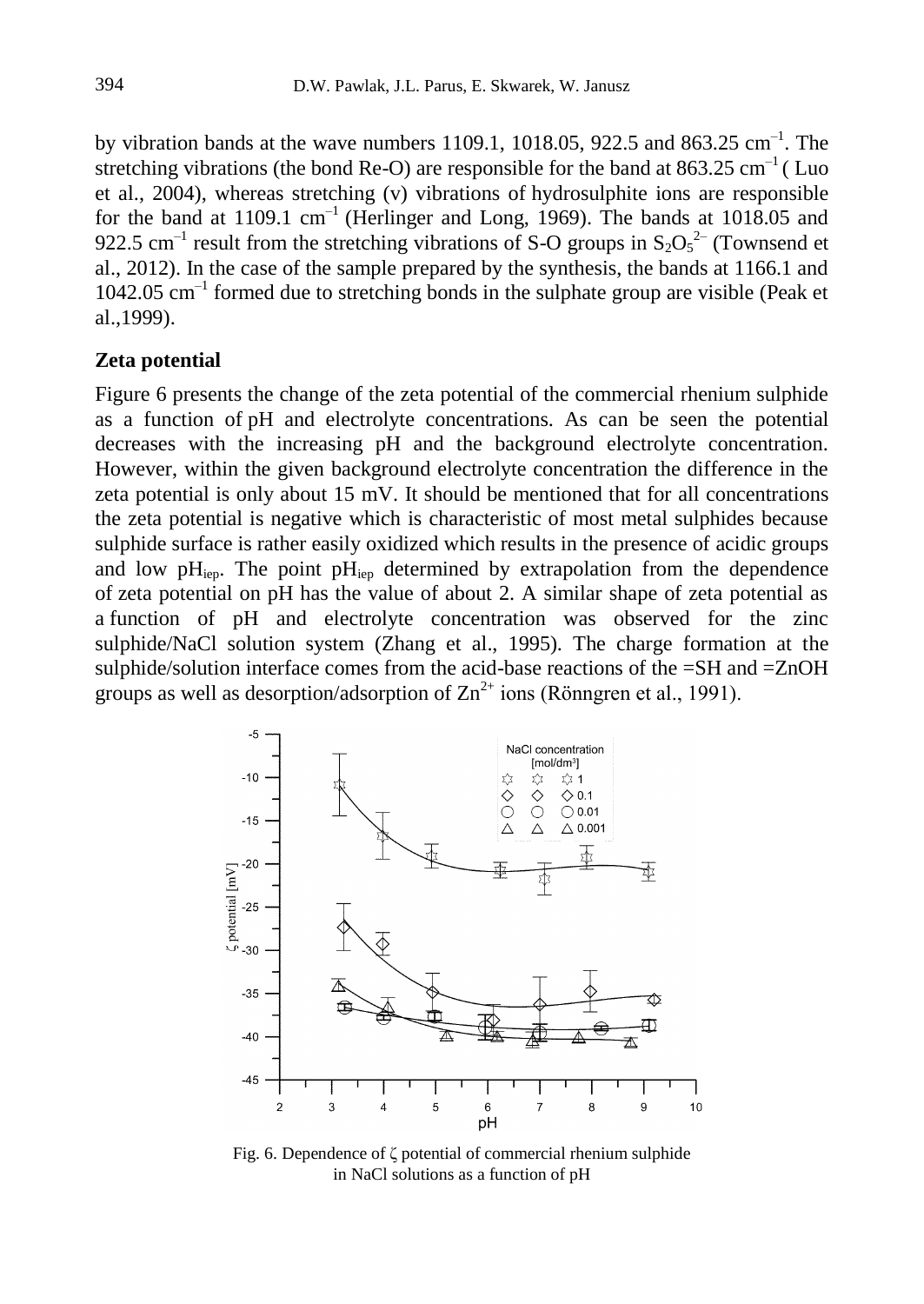by vibration bands at the wave numbers 1109.1, 1018.05, 922.5 and 863.25 $cm^{-1}$. The stretching vibrations (the bond Re-O) are responsible for the band at 863.25 $cm^{-1}$ ( Luo et al., 2004), whereas stretching (ν) vibrations of hydrosulphite ions are responsible for the band at 1109.1 $cm^{-1}$ (Herlinger and Long, 1969). The bands at 1018.05 and 922.5 $cm^{-1}$ result from the stretching vibrations of S-O groups in $S_2O_5^{2-}$ (Townsend et al., 2012). In the case of the sample prepared by the synthesis, the bands at 1166.1 and 1042.05 $cm^{-1}$ formed due to stretching bonds in the sulphate group are visible (Peak et al.,1999).

## Zeta potential

Figure 6 presents the change of the zeta potential of the commercial rhenium sulphide as a function of pH and electrolyte concentrations. As can be seen the potential decreases with the increasing pH and the background electrolyte concentration. However, within the given background electrolyte concentration the difference in the zeta potential is only about 15 mV. It should be mentioned that for all concentrations the zeta potential is negative which is characteristic of most metal sulphides because sulphide surface is rather easily oxidized which results in the presence of acidic groups and low $pH_{iep}$. The point $pH_{iep}$ determined by extrapolation from the dependence of zeta potential on pH has the value of about 2. A similar shape of zeta potential as a function of pH and electrolyte concentration was observed for the zinc sulphide/NaCl solution system (Zhang et al., 1995). The charge formation at the sulphide/solution interface comes from the acid-base reactions of the =SH and =ZnOH groups as well as desorption/adsorption of $Zn^{2+}$ ions (Rönngren et al., 1991).

Fig. 6. Dependence of ζ potential of commercial rhenium sulphide in NaCl solutions as a function of pH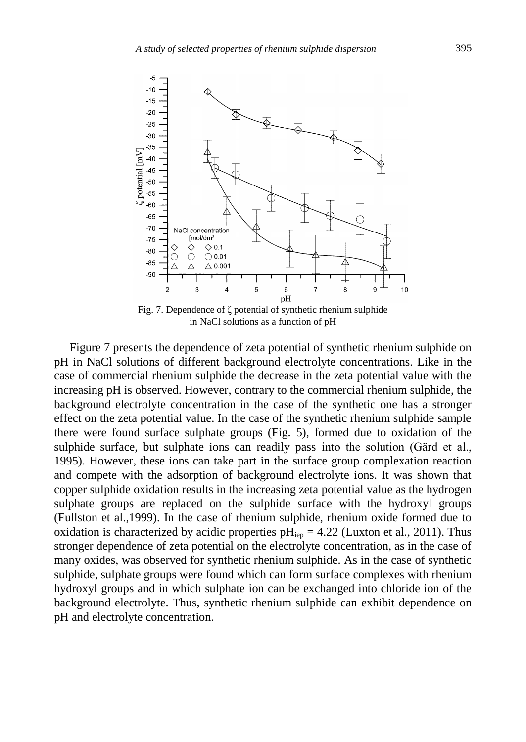Fig. 7. Dependence of ζ potential of synthetic rhenium sulphide in NaCl solutions as a function of pH

Figure 7 presents the dependence of zeta potential of synthetic rhenium sulphide on pH in NaCl solutions of different background electrolyte concentrations. Like in the case of commercial rhenium sulphide the decrease in the zeta potential value with the increasing pH is observed. However, contrary to the commercial rhenium sulphide, the background electrolyte concentration in the case of the synthetic one has a stronger effect on the zeta potential value. In the case of the synthetic rhenium sulphide sample there were found surface sulphate groups (Fig. 5), formed due to oxidation of the sulphide surface, but sulphate ions can readily pass into the solution (Gärd et al., 1995). However, these ions can take part in the surface group complexation reaction and compete with the adsorption of background electrolyte ions. It was shown that copper sulphide oxidation results in the increasing zeta potential value as the hydrogen sulphate groups are replaced on the sulphide surface with the hydroxyl groups (Fullston et al.,1999). In the case of rhenium sulphide, rhenium oxide formed due to oxidation is characterized by acidic properties $pH_{iep} = 4.22$ (Luxton et al., 2011). Thus stronger dependence of zeta potential on the electrolyte concentration, as in the case of many oxides, was observed for synthetic rhenium sulphide. As in the case of synthetic sulphide, sulphate groups were found which can form surface complexes with rhenium hydroxyl groups and in which sulphate ion can be exchanged into chloride ion of the background electrolyte. Thus, synthetic rhenium sulphide can exhibit dependence on pH and electrolyte concentration.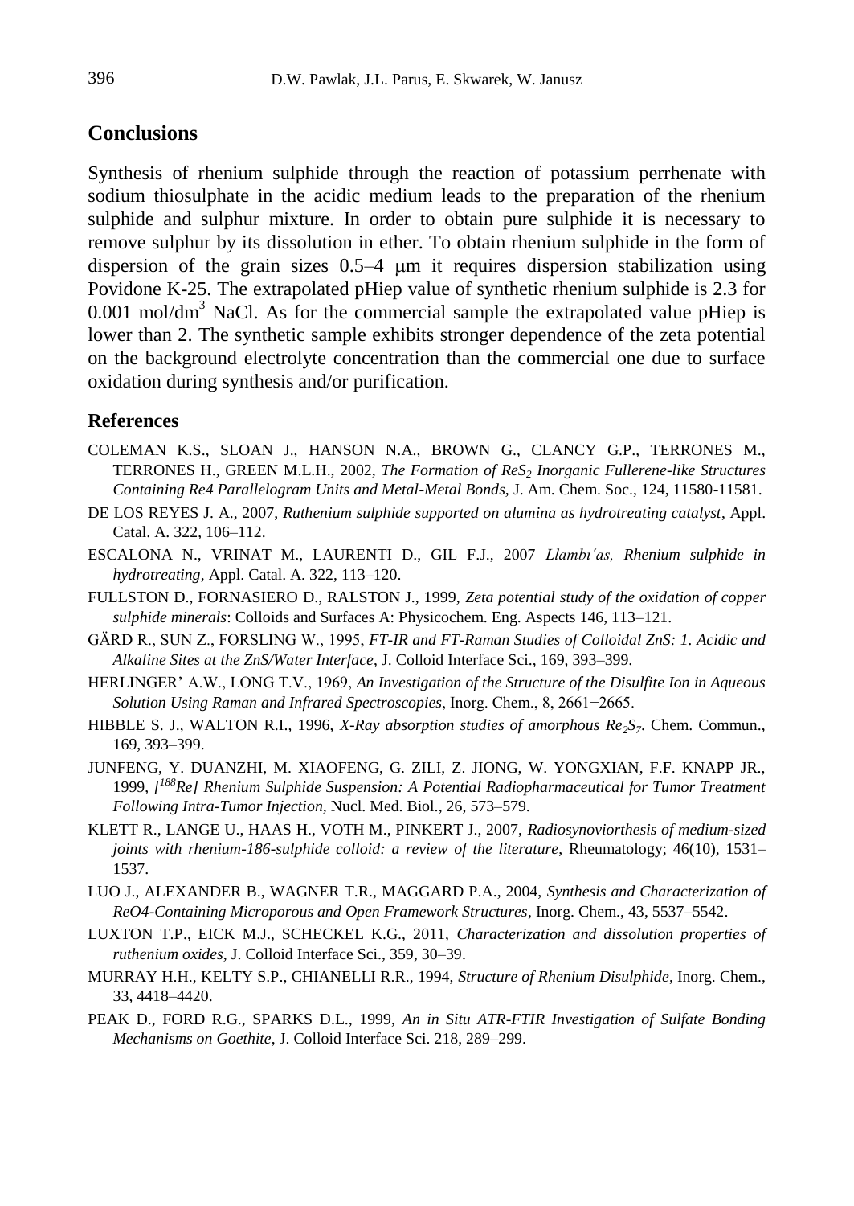## Conclusions

Synthesis of rhenium sulphide through the reaction of potassium perrhenate with sodium thiosulphate in the acidic medium leads to the preparation of the rhenium sulphide and sulphur mixture. In order to obtain pure sulphide it is necessary to remove sulphur by its dissolution in ether. To obtain rhenium sulphide in the form of dispersion of the grain sizes 0.5–4 μm it requires dispersion stabilization using Povidone K-25. The extrapolated pHiep value of synthetic rhenium sulphide is 2.3 for 0.001 mol/dm$^3$ NaCl. As for the commercial sample the extrapolated value pHiep is lower than 2. The synthetic sample exhibits stronger dependence of the zeta potential on the background electrolyte concentration than the commercial one due to surface oxidation during synthesis and/or purification.

### References

COLEMAN K.S., SLOAN J., HANSON N.A., BROWN G., CLANCY G.P., TERRONES M., TERRONES H., GREEN M.L.H., 2002, *The Formation of $ReS_2$ Inorganic Fullerene-like Structures Containing Re4 Parallelogram Units and Metal-Metal Bonds*, J. Am. Chem. Soc., 124, 11580-11581.

DE LOS REYES J. A., 2007, *Ruthenium sulphide supported on alumina as hydrotreating catalyst*, Appl. Catal. A. 322, 106–112.

ESCALONA N., VRINAT M., LAURENTI D., GIL F.J., 2007 *Llambı´as, Rhenium sulphide in hydrotreating*, Appl. Catal. A. 322, 113–120.

FULLSTON D., FORNASIERO D., RALSTON J., 1999, *Zeta potential study of the oxidation of copper sulphide minerals*: Colloids and Surfaces A: Physicochem. Eng. Aspects 146, 113–121.

GÄRD R., SUN Z., FORSLING W., 1995, *FT-IR and FT-Raman Studies of Colloidal ZnS: 1. Acidic and Alkaline Sites at the ZnS/Water Interface*, J. Colloid Interface Sci., 169, 393–399.

HERLINGER' A.W., LONG T.V., 1969, *An Investigation of the Structure of the Disulfite Ion in Aqueous Solution Using Raman and Infrared Spectroscopies*, Inorg. Chem., 8, 2661−2665.

HIBBLE S. J., WALTON R.I., 1996, *X-Ray absorption studies of amorphous $Re_2S_7$*. Chem. Commun., 169, 393–399.

JUNFENG, Y. DUANZHI, M. XIAOFENG, G. ZILI, Z. JIONG, W. YONGXIAN, F.F. KNAPP JR., 1999, *[$^{188}$Re] Rhenium Sulphide Suspension: A Potential Radiopharmaceutical for Tumor Treatment Following Intra-Tumor Injection*, Nucl. Med. Biol., 26, 573–579.

KLETT R., LANGE U., HAAS H., VOTH M., PINKERT J., 2007, *Radiosynoviorthesis of medium-sized joints with rhenium-186-sulphide colloid: a review of the literature*, Rheumatology; 46(10), 1531–1537.

LUO J., ALEXANDER B., WAGNER T.R., MAGGARD P.A., 2004, *Synthesis and Characterization of ReO4-Containing Microporous and Open Framework Structures*, Inorg. Chem., 43, 5537–5542.

LUXTON T.P., EICK M.J., SCHECKEL K.G., 2011, *Characterization and dissolution properties of ruthenium oxides*, J. Colloid Interface Sci., 359, 30–39.

MURRAY H.H., KELTY S.P., CHIANELLI R.R., 1994, *Structure of Rhenium Disulphide*, Inorg. Chem., 33, 4418–4420.

PEAK D., FORD R.G., SPARKS D.L., 1999, *An in Situ ATR-FTIR Investigation of Sulfate Bonding Mechanisms on Goethite*, J. Colloid Interface Sci. 218, 289–299.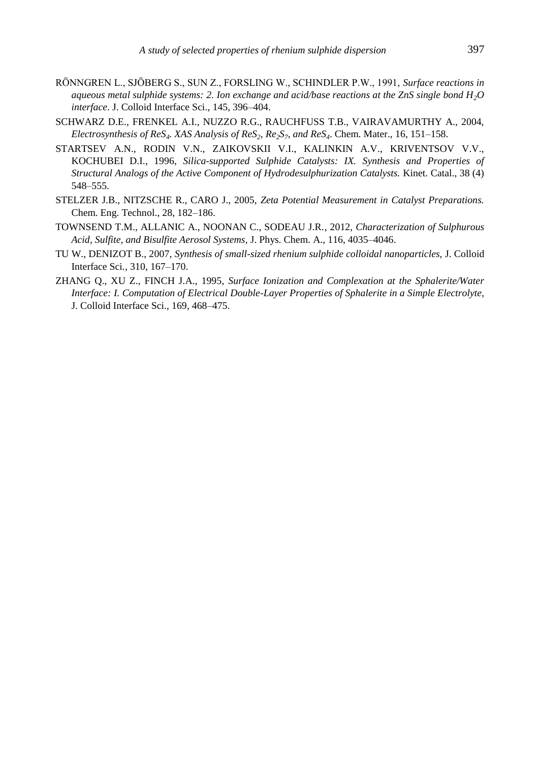RÖNNGREN L., SJÖBERG S., SUN Z., FORSLING W., SCHINDLER P.W., 1991, *Surface reactions in aqueous metal sulphide systems: 2. Ion exchange and acid/base reactions at the ZnS single bond $H_2O$ interface*. J. Colloid Interface Sci., 145, 396–404.

SCHWARZ D.E., FRENKEL A.I., NUZZO R.G., RAUCHFUSS T.B., VAIRAVAMURTHY A., 2004, *Electrosynthesis of $ReS_4$. XAS Analysis of $ReS_2$, $Re_2S_7$, and $ReS_4$*. Chem. Mater., 16, 151–158.

STARTSEV A.N., RODIN V.N., ZAIKOVSKII V.I., KALINKIN A.V., KRIVENTSOV V.V., KOCHUBEI D.I., 1996, *Silica-supported Sulphide Catalysts: IX. Synthesis and Properties of Structural Analogs of the Active Component of Hydrodesulphurization Catalysts.* Kinet. Catal., 38 (4) 548–555.

STELZER J.B., NITZSCHE R., CARO J., 2005, *Zeta Potential Measurement in Catalyst Preparations.* Chem. Eng. Technol., 28, 182–186.

TOWNSEND T.M., ALLANIC A., NOONAN C., SODEAU J.R., 2012, *Characterization of Sulphurous Acid, Sulfite, and Bisulfite Aerosol Systems*, J. Phys. Chem. A., 116, 4035–4046.

TU W., DENIZOT B., 2007, *Synthesis of small-sized rhenium sulphide colloidal nanoparticles,* J. Colloid Interface Sci., 310, 167–170.

ZHANG Q., XU Z., FINCH J.A., 1995, *Surface Ionization and Complexation at the Sphalerite/Water Interface: I. Computation of Electrical Double-Layer Properties of Sphalerite in a Simple Electrolyte*, J. Colloid Interface Sci., 169, 468–475.